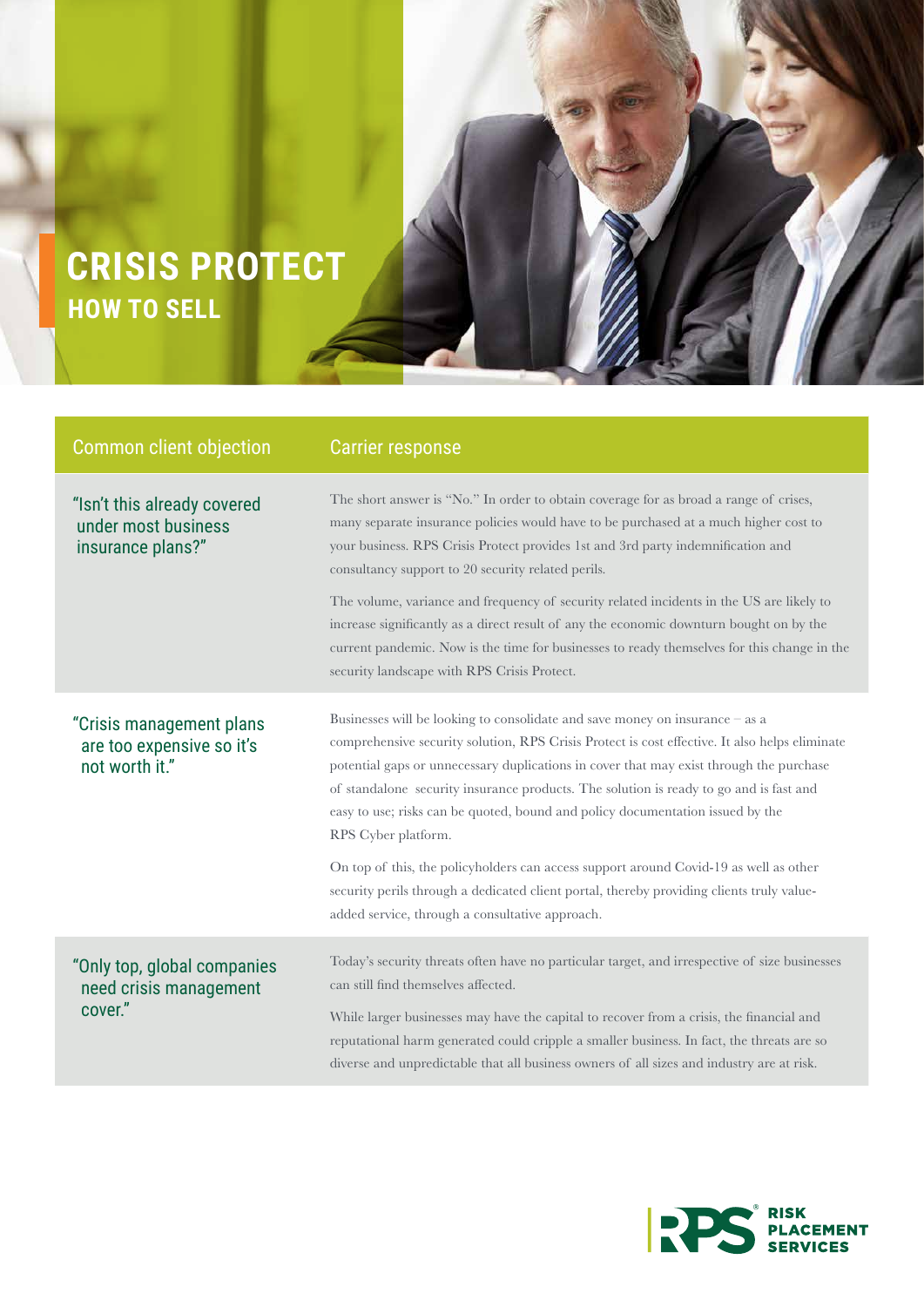# CRISIS PROTECT

## HOW TO SELL

| Common client objection | Carrier response |
| --- | --- |
| "Isn't this already covered under most business insurance plans?" | The short answer is "No." In order to obtain coverage for as broad a range of crises, many separate insurance policies would have to be purchased at a much higher cost to your business. RPS Crisis Protect provides 1st and 3rd party indemnification and consultancy support to 20 security related perils.<br><br>The volume, variance and frequency of security related incidents in the US are likely to increase significantly as a direct result of any the economic downturn bought on by the current pandemic. Now is the time for businesses to ready themselves for this change in the security landscape with RPS Crisis Protect. |
| "Crisis management plans are too expensive so it's not worth it." | Businesses will be looking to consolidate and save money on insurance – as a comprehensive security solution, RPS Crisis Protect is cost effective. It also helps eliminate potential gaps or unnecessary duplications in cover that may exist through the purchase of standalone security insurance products. The solution is ready to go and is fast and easy to use; risks can be quoted, bound and policy documentation issued by the RPS Cyber platform.<br><br>On top of this, the policyholders can access support around Covid-19 as well as other security perils through a dedicated client portal, thereby providing clients truly value-added service, through a consultative approach. |
| "Only top, global companies need crisis management cover." | Today's security threats often have no particular target, and irrespective of size businesses can still find themselves affected.<br><br>While larger businesses may have the capital to recover from a crisis, the financial and reputational harm generated could cripple a smaller business. In fact, the threats are so diverse and unpredictable that all business owners of all sizes and industry are at risk. |

RPS® RISK PLACEMENT SERVICES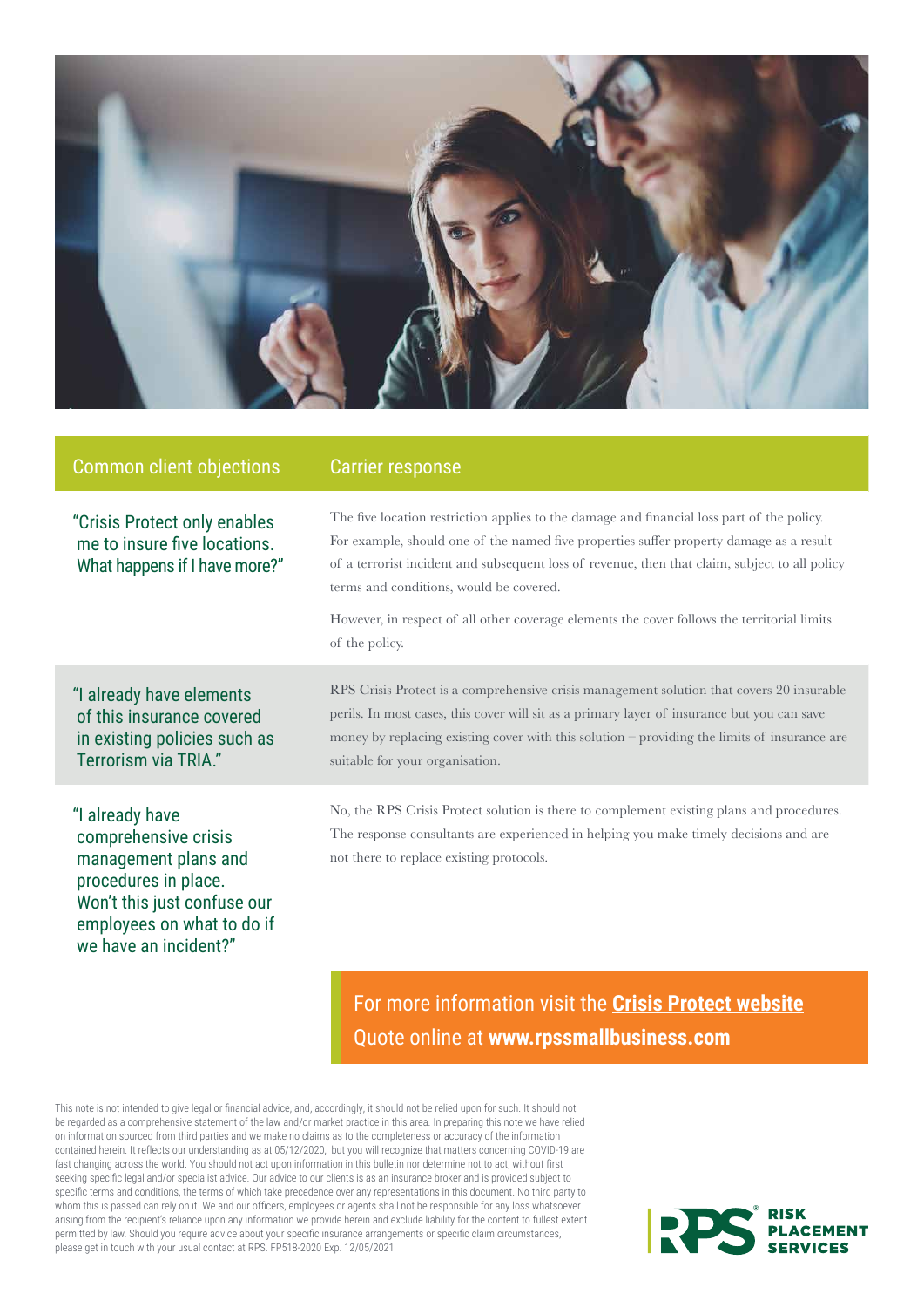| Common client objections | Carrier response |
|---|---|
| "Crisis Protect only enables me to insure five locations. What happens if I have more?" | The five location restriction applies to the damage and financial loss part of the policy. For example, should one of the named five properties suffer property damage as a result of a terrorist incident and subsequent loss of revenue, then that claim, subject to all policy terms and conditions, would be covered. However, in respect of all other coverage elements the cover follows the territorial limits of the policy. |
| "I already have elements of this insurance covered in existing policies such as Terrorism via TRIA." | RPS Crisis Protect is a comprehensive crisis management solution that covers 20 insurable perils. In most cases, this cover will sit as a primary layer of insurance but you can save money by replacing existing cover with this solution – providing the limits of insurance are suitable for your organisation. |
| "I already have comprehensive crisis management plans and procedures in place. Won't this just confuse our employees on what to do if we have an incident?" | No, the RPS Crisis Protect solution is there to complement existing plans and procedures. The response consultants are experienced in helping you make timely decisions and are not there to replace existing protocols. |

For more information visit the **Crisis Protect website**
Quote online at **www.rpssmallbusiness.com**

This note is not intended to give legal or financial advice, and, accordingly, it should not be relied upon for such. It should not be regarded as a comprehensive statement of the law and/or market practice in this area. In preparing this note we have relied on information sourced from third parties and we make no claims as to the completeness or accuracy of the information contained herein. It reflects our understanding as at 05/12/2020, but you will recognize that matters concerning COVID-19 are fast changing across the world. You should not act upon information in this bulletin nor determine not to act, without first seeking specific legal and/or specialist advice. Our advice to our clients is as an insurance broker and is provided subject to specific terms and conditions, the terms of which take precedence over any representations in this document. No third party to whom this is passed can rely on it. We and our officers, employees or agents shall not be responsible for any loss whatsoever arising from the recipient's reliance upon any information we provide herein and exclude liability for the content to fullest extent permitted by law. Should you require advice about your specific insurance arrangements or specific claim circumstances, please get in touch with your usual contact at RPS. FP518-2020 Exp. 12/05/2021

RPS® RISK PLACEMENT SERVICES